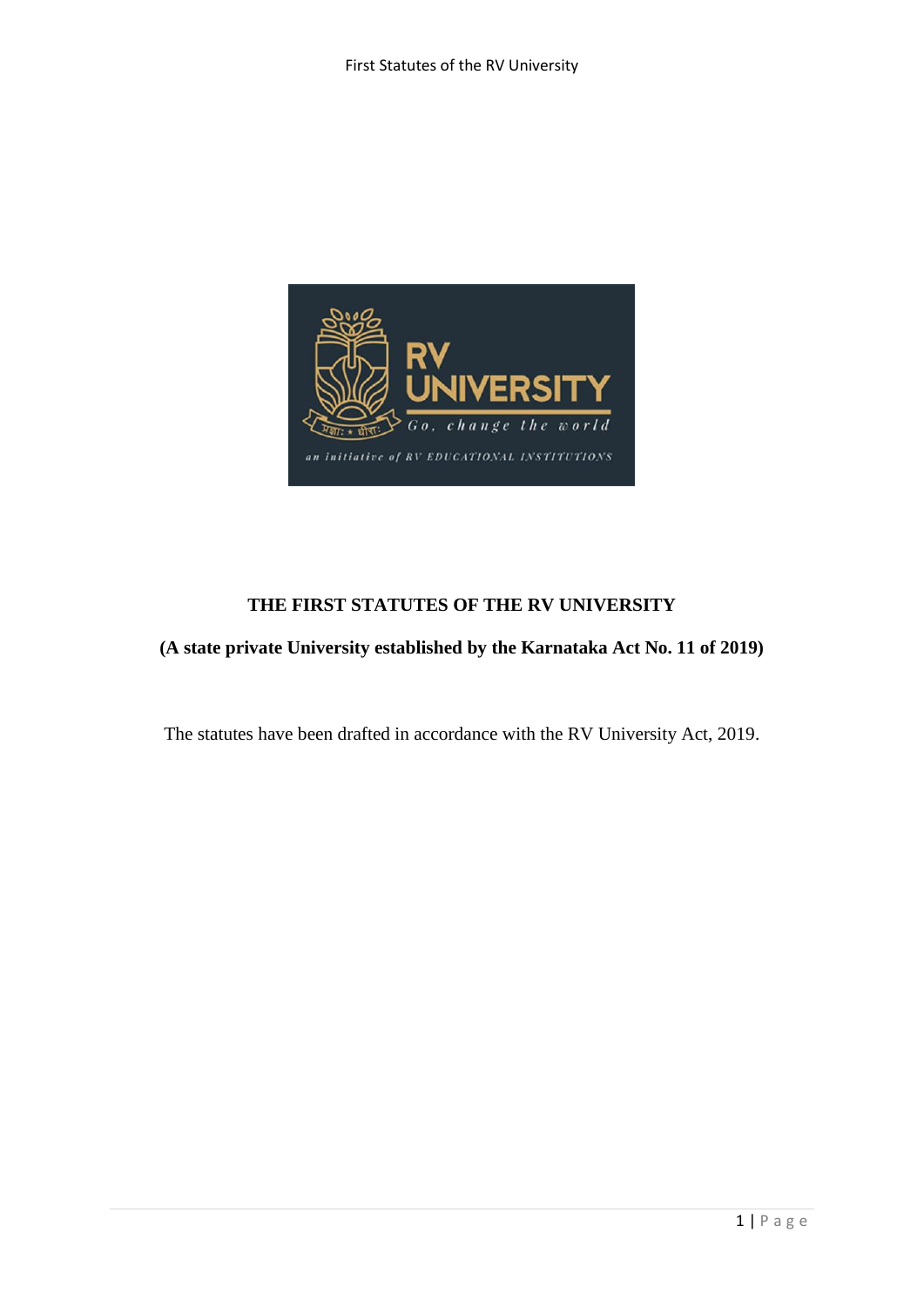# THE FIRST STATUTES OF THE RV UNIVERSITY

**(A state private University established by the Karnataka Act No. 11 of 2019)**

The statutes have been drafted in accordance with the RV University Act, 2019.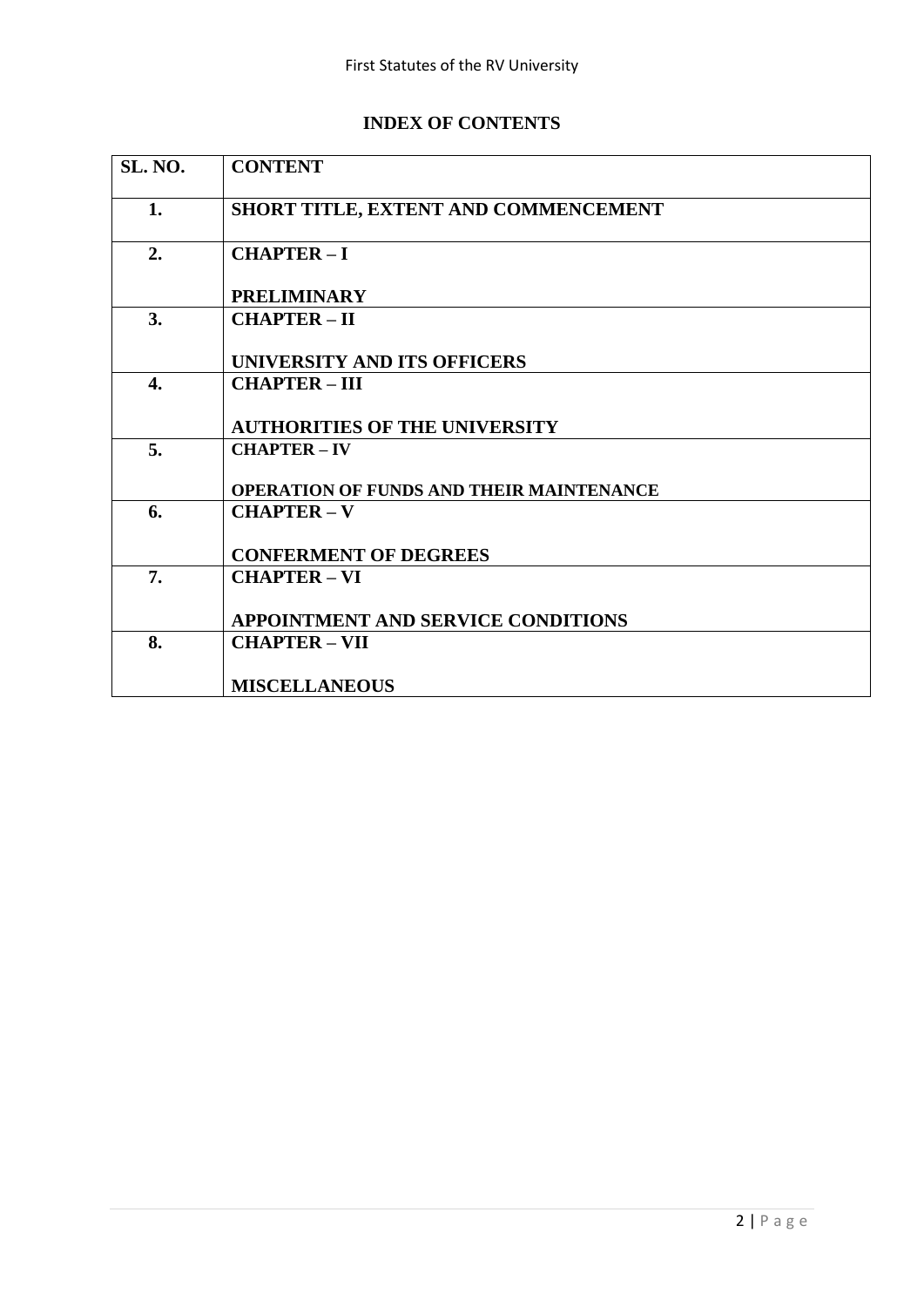## INDEX OF CONTENTS

| SL. NO. | CONTENT |
|---|---|
| 1. | SHORT TITLE, EXTENT AND COMMENCEMENT |
| 2. | CHAPTER – I<br><br>PRELIMINARY |
| 3. | CHAPTER – II<br><br>UNIVERSITY AND ITS OFFICERS |
| 4. | CHAPTER – III<br><br>AUTHORITIES OF THE UNIVERSITY |
| 5. | CHAPTER – IV<br><br>OPERATION OF FUNDS AND THEIR MAINTENANCE |
| 6. | CHAPTER – V<br><br>CONFERMENT OF DEGREES |
| 7. | CHAPTER – VI<br><br>APPOINTMENT AND SERVICE CONDITIONS |
| 8. | CHAPTER – VII<br><br>MISCELLANEOUS |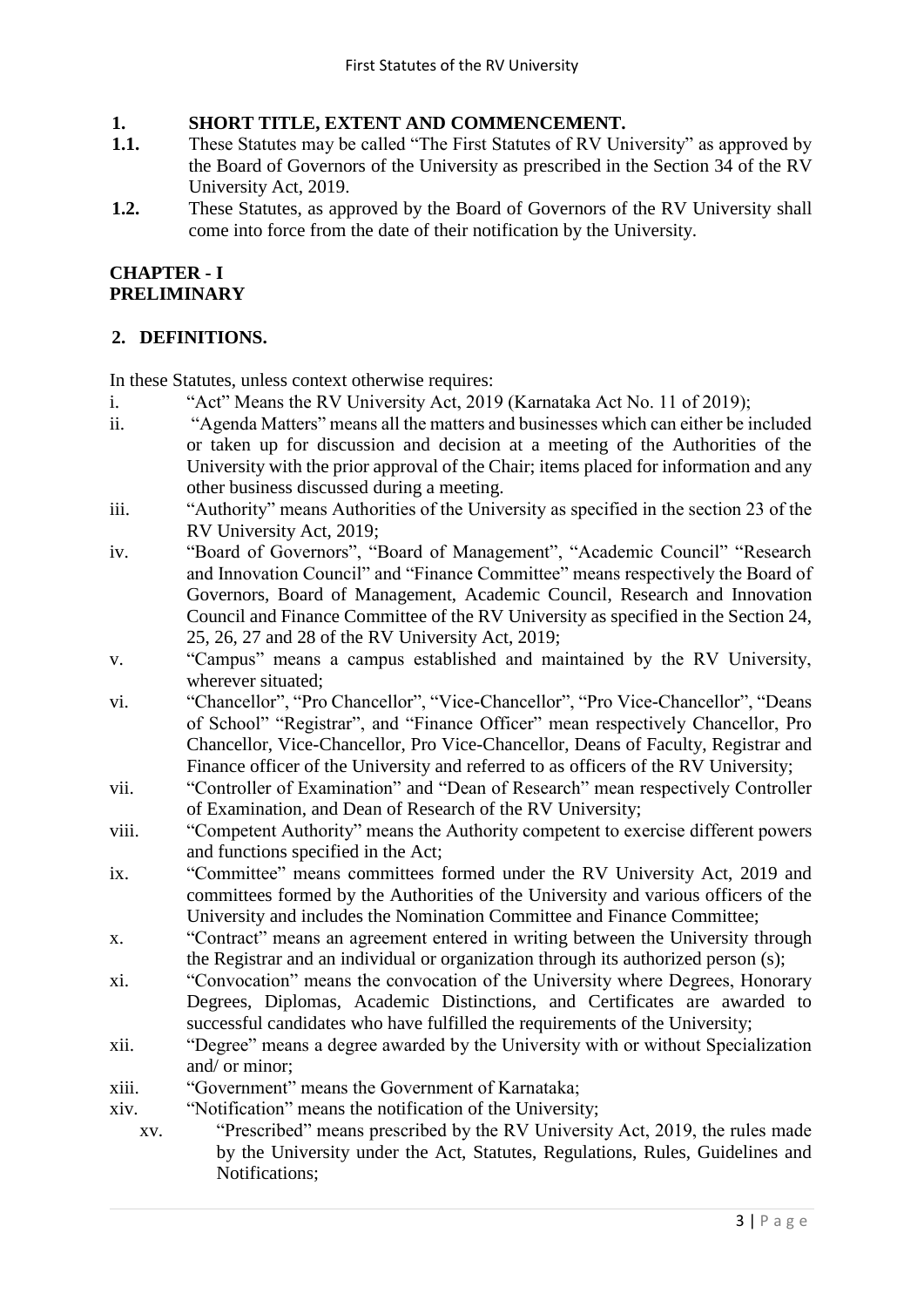## 1. SHORT TITLE, EXTENT AND COMMENCEMENT.

**1.1.** These Statutes may be called "The First Statutes of RV University" as approved by the Board of Governors of the University as prescribed in the Section 34 of the RV University Act, 2019.

**1.2.** These Statutes, as approved by the Board of Governors of the RV University shall come into force from the date of their notification by the University.

# CHAPTER - I
# PRELIMINARY

## 2. DEFINITIONS.

In these Statutes, unless context otherwise requires:

i. "Act" Means the RV University Act, 2019 (Karnataka Act No. 11 of 2019);

ii. "Agenda Matters" means all the matters and businesses which can either be included or taken up for discussion and decision at a meeting of the Authorities of the University with the prior approval of the Chair; items placed for information and any other business discussed during a meeting.

iii. "Authority" means Authorities of the University as specified in the section 23 of the RV University Act, 2019;

iv. "Board of Governors", "Board of Management", "Academic Council" "Research and Innovation Council" and "Finance Committee" means respectively the Board of Governors, Board of Management, Academic Council, Research and Innovation Council and Finance Committee of the RV University as specified in the Section 24, 25, 26, 27 and 28 of the RV University Act, 2019;

v. "Campus" means a campus established and maintained by the RV University, wherever situated;

vi. "Chancellor", "Pro Chancellor", "Vice-Chancellor", "Pro Vice-Chancellor", "Deans of School" "Registrar", and "Finance Officer" mean respectively Chancellor, Pro Chancellor, Vice-Chancellor, Pro Vice-Chancellor, Deans of Faculty, Registrar and Finance officer of the University and referred to as officers of the RV University;

vii. "Controller of Examination" and "Dean of Research" mean respectively Controller of Examination, and Dean of Research of the RV University;

viii. "Competent Authority" means the Authority competent to exercise different powers and functions specified in the Act;

ix. "Committee" means committees formed under the RV University Act, 2019 and committees formed by the Authorities of the University and various officers of the University and includes the Nomination Committee and Finance Committee;

x. "Contract" means an agreement entered in writing between the University through the Registrar and an individual or organization through its authorized person (s);

xi. "Convocation" means the convocation of the University where Degrees, Honorary Degrees, Diplomas, Academic Distinctions, and Certificates are awarded to successful candidates who have fulfilled the requirements of the University;

xii. "Degree" means a degree awarded by the University with or without Specialization and/ or minor;

xiii. "Government" means the Government of Karnataka;

xiv. "Notification" means the notification of the University;

xv. "Prescribed" means prescribed by the RV University Act, 2019, the rules made by the University under the Act, Statutes, Regulations, Rules, Guidelines and Notifications;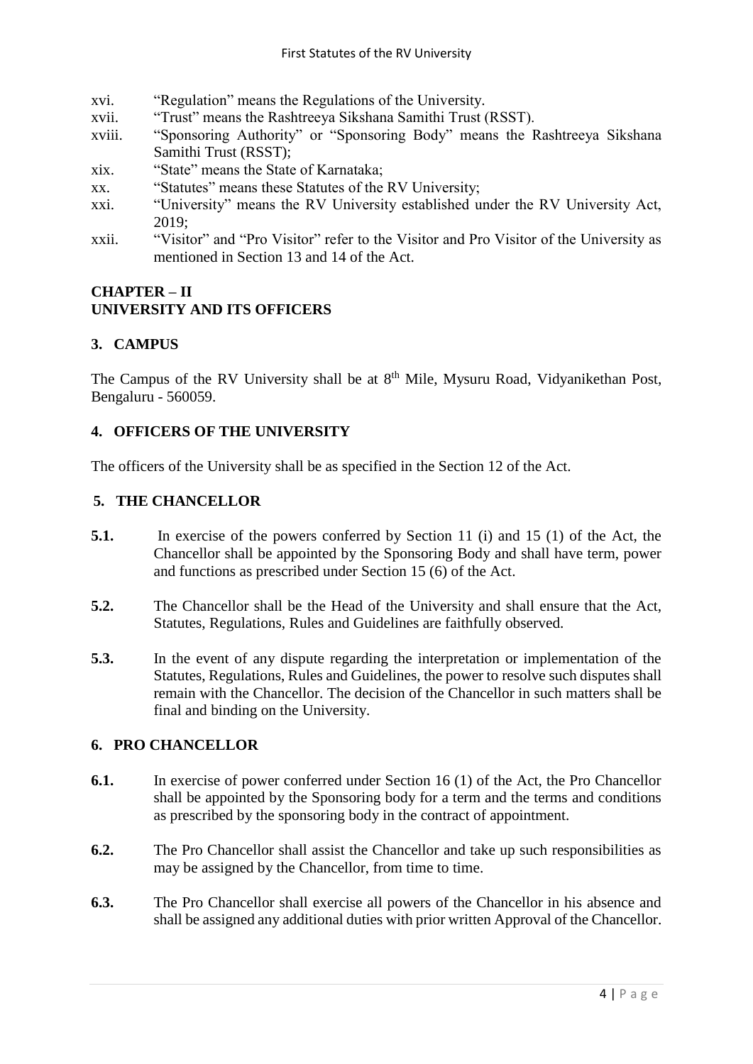xvi. "Regulation" means the Regulations of the University.

xvii. "Trust" means the Rashtreeya Sikshana Samithi Trust (RSST).

xviii. "Sponsoring Authority" or "Sponsoring Body" means the Rashtreeya Sikshana Samithi Trust (RSST);

xix. "State" means the State of Karnataka;

xx. "Statutes" means these Statutes of the RV University;

xxi. "University" means the RV University established under the RV University Act, 2019;

xxii. "Visitor" and "Pro Visitor" refer to the Visitor and Pro Visitor of the University as mentioned in Section 13 and 14 of the Act.

## CHAPTER – II
## UNIVERSITY AND ITS OFFICERS

### 3. CAMPUS

The Campus of the RV University shall be at 8th Mile, Mysuru Road, Vidyanikethan Post, Bengaluru - 560059.

### 4. OFFICERS OF THE UNIVERSITY

The officers of the University shall be as specified in the Section 12 of the Act.

### 5. THE CHANCELLOR

**5.1.** In exercise of the powers conferred by Section 11 (i) and 15 (1) of the Act, the Chancellor shall be appointed by the Sponsoring Body and shall have term, power and functions as prescribed under Section 15 (6) of the Act.

**5.2.** The Chancellor shall be the Head of the University and shall ensure that the Act, Statutes, Regulations, Rules and Guidelines are faithfully observed.

**5.3.** In the event of any dispute regarding the interpretation or implementation of the Statutes, Regulations, Rules and Guidelines, the power to resolve such disputes shall remain with the Chancellor. The decision of the Chancellor in such matters shall be final and binding on the University.

### 6. PRO CHANCELLOR

**6.1.** In exercise of power conferred under Section 16 (1) of the Act, the Pro Chancellor shall be appointed by the Sponsoring body for a term and the terms and conditions as prescribed by the sponsoring body in the contract of appointment.

**6.2.** The Pro Chancellor shall assist the Chancellor and take up such responsibilities as may be assigned by the Chancellor, from time to time.

**6.3.** The Pro Chancellor shall exercise all powers of the Chancellor in his absence and shall be assigned any additional duties with prior written Approval of the Chancellor.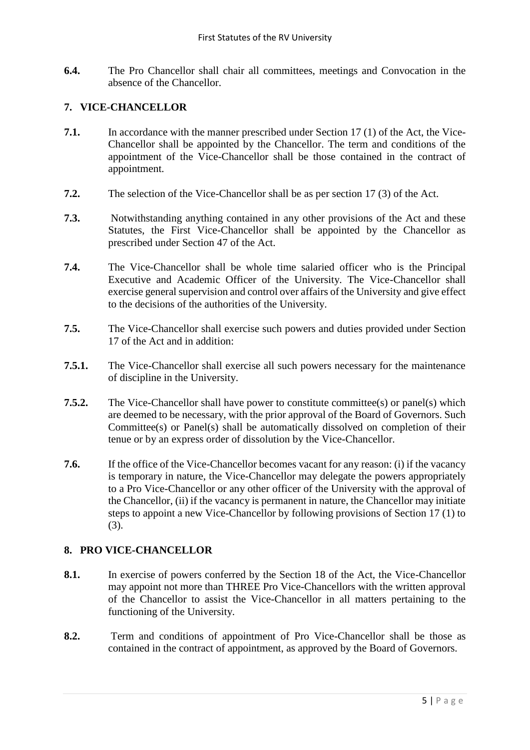**6.4.** The Pro Chancellor shall chair all committees, meetings and Convocation in the absence of the Chancellor.

## 7. VICE-CHANCELLOR

**7.1.** In accordance with the manner prescribed under Section 17 (1) of the Act, the Vice-Chancellor shall be appointed by the Chancellor. The term and conditions of the appointment of the Vice-Chancellor shall be those contained in the contract of appointment.

**7.2.** The selection of the Vice-Chancellor shall be as per section 17 (3) of the Act.

**7.3.** Notwithstanding anything contained in any other provisions of the Act and these Statutes, the First Vice-Chancellor shall be appointed by the Chancellor as prescribed under Section 47 of the Act.

**7.4.** The Vice-Chancellor shall be whole time salaried officer who is the Principal Executive and Academic Officer of the University. The Vice-Chancellor shall exercise general supervision and control over affairs of the University and give effect to the decisions of the authorities of the University.

**7.5.** The Vice-Chancellor shall exercise such powers and duties provided under Section 17 of the Act and in addition:

**7.5.1.** The Vice-Chancellor shall exercise all such powers necessary for the maintenance of discipline in the University.

**7.5.2.** The Vice-Chancellor shall have power to constitute committee(s) or panel(s) which are deemed to be necessary, with the prior approval of the Board of Governors. Such Committee(s) or Panel(s) shall be automatically dissolved on completion of their tenue or by an express order of dissolution by the Vice-Chancellor.

**7.6.** If the office of the Vice-Chancellor becomes vacant for any reason: (i) if the vacancy is temporary in nature, the Vice-Chancellor may delegate the powers appropriately to a Pro Vice-Chancellor or any other officer of the University with the approval of the Chancellor, (ii) if the vacancy is permanent in nature, the Chancellor may initiate steps to appoint a new Vice-Chancellor by following provisions of Section 17 (1) to (3).

## 8. PRO VICE-CHANCELLOR

**8.1.** In exercise of powers conferred by the Section 18 of the Act, the Vice-Chancellor may appoint not more than THREE Pro Vice-Chancellors with the written approval of the Chancellor to assist the Vice-Chancellor in all matters pertaining to the functioning of the University.

**8.2.** Term and conditions of appointment of Pro Vice-Chancellor shall be those as contained in the contract of appointment, as approved by the Board of Governors.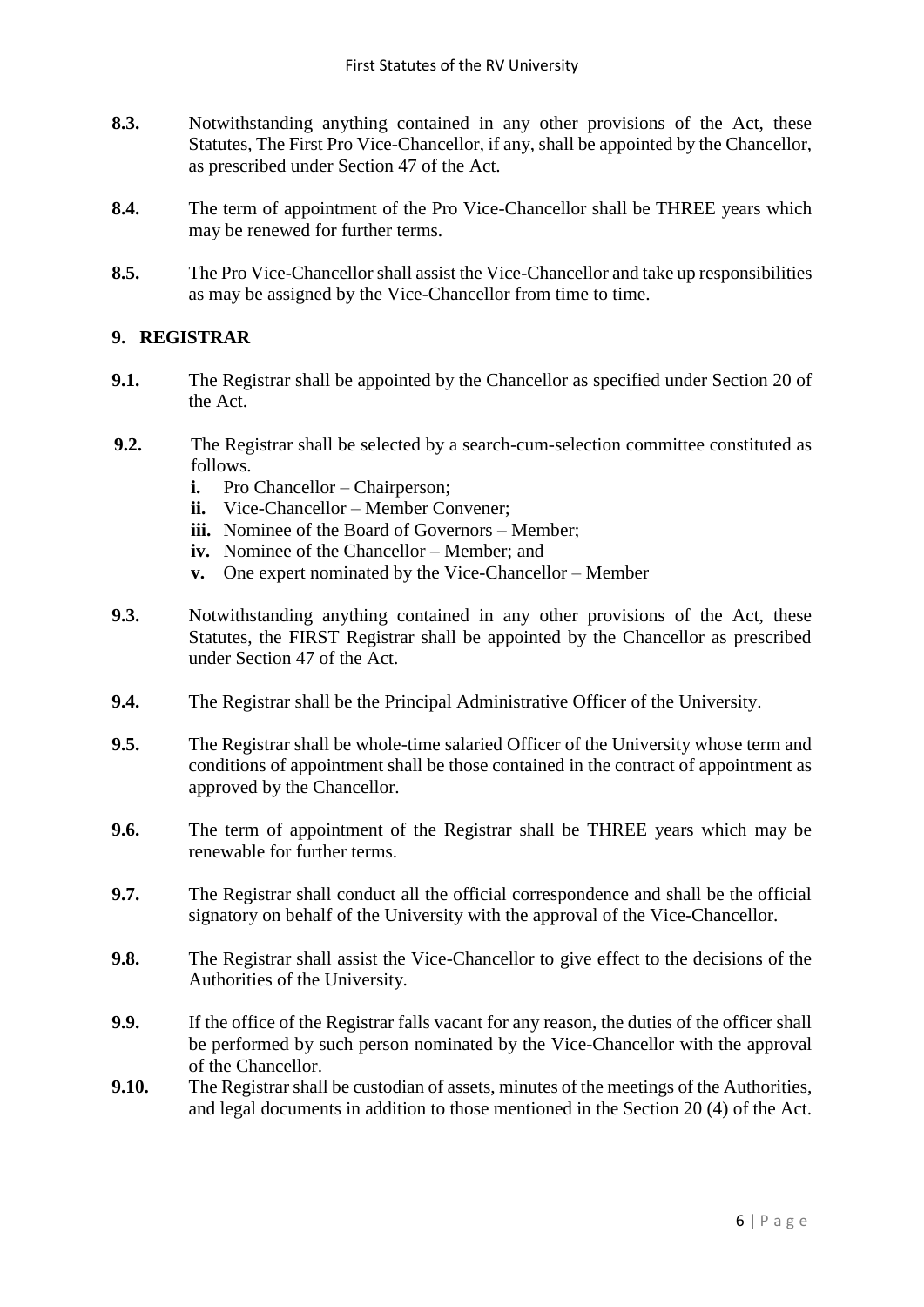**8.3.** Notwithstanding anything contained in any other provisions of the Act, these Statutes, The First Pro Vice-Chancellor, if any, shall be appointed by the Chancellor, as prescribed under Section 47 of the Act.

**8.4.** The term of appointment of the Pro Vice-Chancellor shall be THREE years which may be renewed for further terms.

**8.5.** The Pro Vice-Chancellor shall assist the Vice-Chancellor and take up responsibilities as may be assigned by the Vice-Chancellor from time to time.

## 9. REGISTRAR

**9.1.** The Registrar shall be appointed by the Chancellor as specified under Section 20 of the Act.

**9.2.** The Registrar shall be selected by a search-cum-selection committee constituted as follows.

- **i.** Pro Chancellor – Chairperson;
- **ii.** Vice-Chancellor – Member Convener;
- **iii.** Nominee of the Board of Governors – Member;
- **iv.** Nominee of the Chancellor – Member; and
- **v.** One expert nominated by the Vice-Chancellor – Member

**9.3.** Notwithstanding anything contained in any other provisions of the Act, these Statutes, the FIRST Registrar shall be appointed by the Chancellor as prescribed under Section 47 of the Act.

**9.4.** The Registrar shall be the Principal Administrative Officer of the University.

**9.5.** The Registrar shall be whole-time salaried Officer of the University whose term and conditions of appointment shall be those contained in the contract of appointment as approved by the Chancellor.

**9.6.** The term of appointment of the Registrar shall be THREE years which may be renewable for further terms.

**9.7.** The Registrar shall conduct all the official correspondence and shall be the official signatory on behalf of the University with the approval of the Vice-Chancellor.

**9.8.** The Registrar shall assist the Vice-Chancellor to give effect to the decisions of the Authorities of the University.

**9.9.** If the office of the Registrar falls vacant for any reason, the duties of the officer shall be performed by such person nominated by the Vice-Chancellor with the approval of the Chancellor.

**9.10.** The Registrar shall be custodian of assets, minutes of the meetings of the Authorities, and legal documents in addition to those mentioned in the Section 20 (4) of the Act.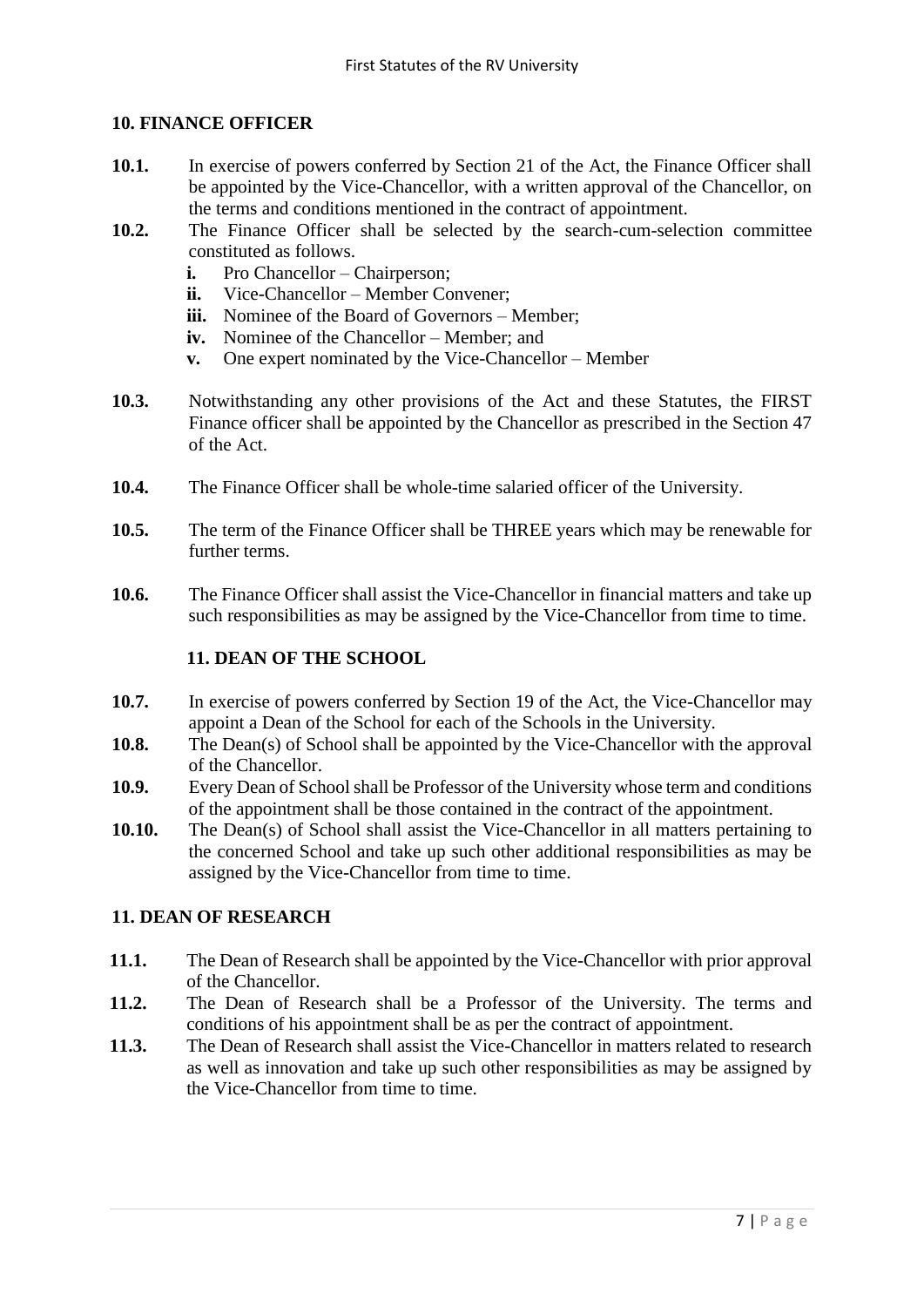## 10. FINANCE OFFICER

**10.1.** In exercise of powers conferred by Section 21 of the Act, the Finance Officer shall be appointed by the Vice-Chancellor, with a written approval of the Chancellor, on the terms and conditions mentioned in the contract of appointment.

**10.2.** The Finance Officer shall be selected by the search-cum-selection committee constituted as follows.

- **i.** Pro Chancellor – Chairperson;
- **ii.** Vice-Chancellor – Member Convener;
- **iii.** Nominee of the Board of Governors – Member;
- **iv.** Nominee of the Chancellor – Member; and
- **v.** One expert nominated by the Vice-Chancellor – Member

**10.3.** Notwithstanding any other provisions of the Act and these Statutes, the FIRST Finance officer shall be appointed by the Chancellor as prescribed in the Section 47 of the Act.

**10.4.** The Finance Officer shall be whole-time salaried officer of the University.

**10.5.** The term of the Finance Officer shall be THREE years which may be renewable for further terms.

**10.6.** The Finance Officer shall assist the Vice-Chancellor in financial matters and take up such responsibilities as may be assigned by the Vice-Chancellor from time to time.

## 11. DEAN OF THE SCHOOL

**10.7.** In exercise of powers conferred by Section 19 of the Act, the Vice-Chancellor may appoint a Dean of the School for each of the Schools in the University.

**10.8.** The Dean(s) of School shall be appointed by the Vice-Chancellor with the approval of the Chancellor.

**10.9.** Every Dean of School shall be Professor of the University whose term and conditions of the appointment shall be those contained in the contract of the appointment.

**10.10.** The Dean(s) of School shall assist the Vice-Chancellor in all matters pertaining to the concerned School and take up such other additional responsibilities as may be assigned by the Vice-Chancellor from time to time.

## 11. DEAN OF RESEARCH

**11.1.** The Dean of Research shall be appointed by the Vice-Chancellor with prior approval of the Chancellor.

**11.2.** The Dean of Research shall be a Professor of the University. The terms and conditions of his appointment shall be as per the contract of appointment.

**11.3.** The Dean of Research shall assist the Vice-Chancellor in matters related to research as well as innovation and take up such other responsibilities as may be assigned by the Vice-Chancellor from time to time.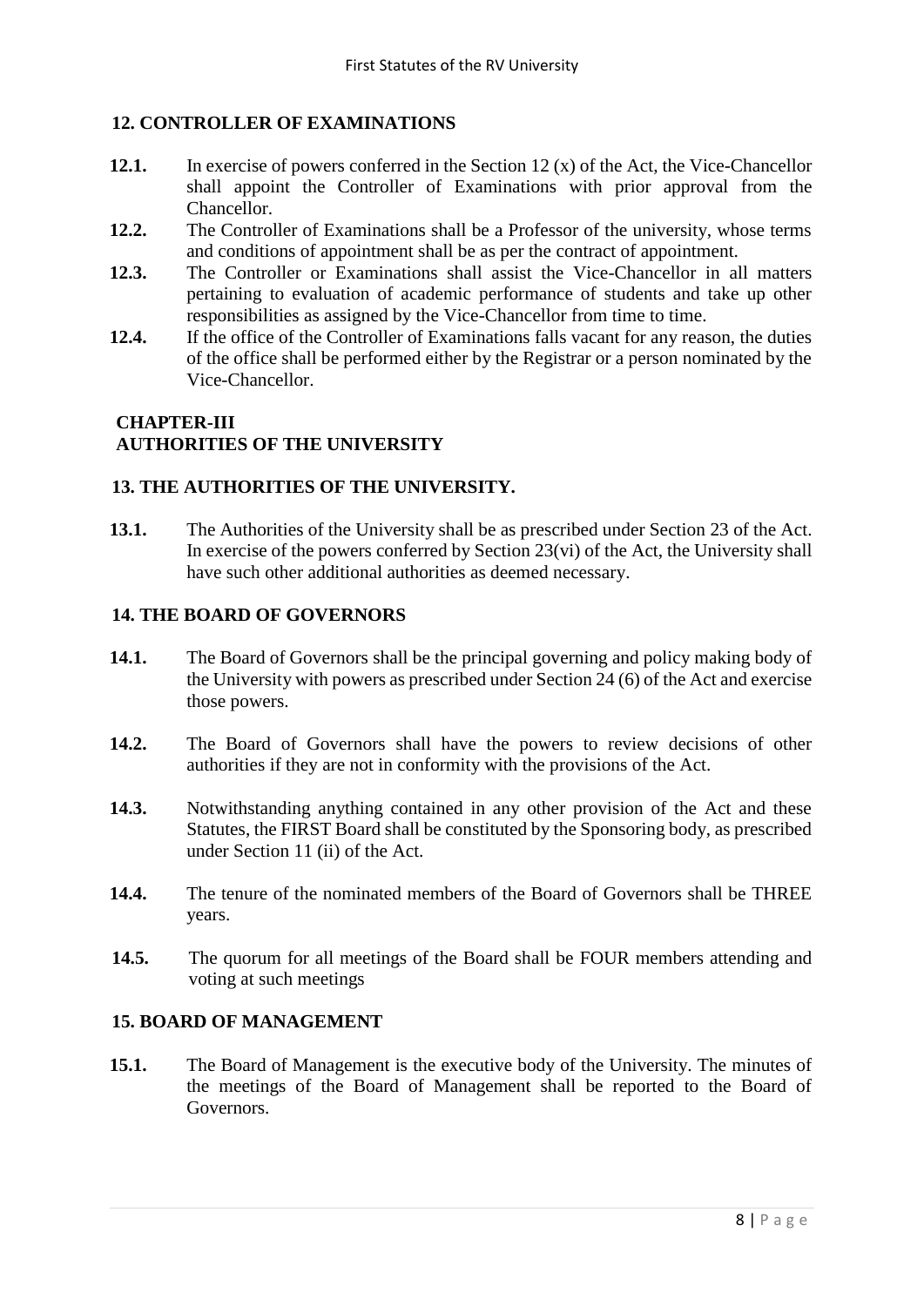## 12. CONTROLLER OF EXAMINATIONS

**12.1.** In exercise of powers conferred in the Section 12 (x) of the Act, the Vice-Chancellor shall appoint the Controller of Examinations with prior approval from the Chancellor.

**12.2.** The Controller of Examinations shall be a Professor of the university, whose terms and conditions of appointment shall be as per the contract of appointment.

**12.3.** The Controller or Examinations shall assist the Vice-Chancellor in all matters pertaining to evaluation of academic performance of students and take up other responsibilities as assigned by the Vice-Chancellor from time to time.

**12.4.** If the office of the Controller of Examinations falls vacant for any reason, the duties of the office shall be performed either by the Registrar or a person nominated by the Vice-Chancellor.

# CHAPTER-III
# AUTHORITIES OF THE UNIVERSITY

## 13. THE AUTHORITIES OF THE UNIVERSITY.

**13.1.** The Authorities of the University shall be as prescribed under Section 23 of the Act. In exercise of the powers conferred by Section 23(vi) of the Act, the University shall have such other additional authorities as deemed necessary.

## 14. THE BOARD OF GOVERNORS

**14.1.** The Board of Governors shall be the principal governing and policy making body of the University with powers as prescribed under Section 24 (6) of the Act and exercise those powers.

**14.2.** The Board of Governors shall have the powers to review decisions of other authorities if they are not in conformity with the provisions of the Act.

**14.3.** Notwithstanding anything contained in any other provision of the Act and these Statutes, the FIRST Board shall be constituted by the Sponsoring body, as prescribed under Section 11 (ii) of the Act.

**14.4.** The tenure of the nominated members of the Board of Governors shall be THREE years.

**14.5.** The quorum for all meetings of the Board shall be FOUR members attending and voting at such meetings

## 15. BOARD OF MANAGEMENT

**15.1.** The Board of Management is the executive body of the University. The minutes of the meetings of the Board of Management shall be reported to the Board of Governors.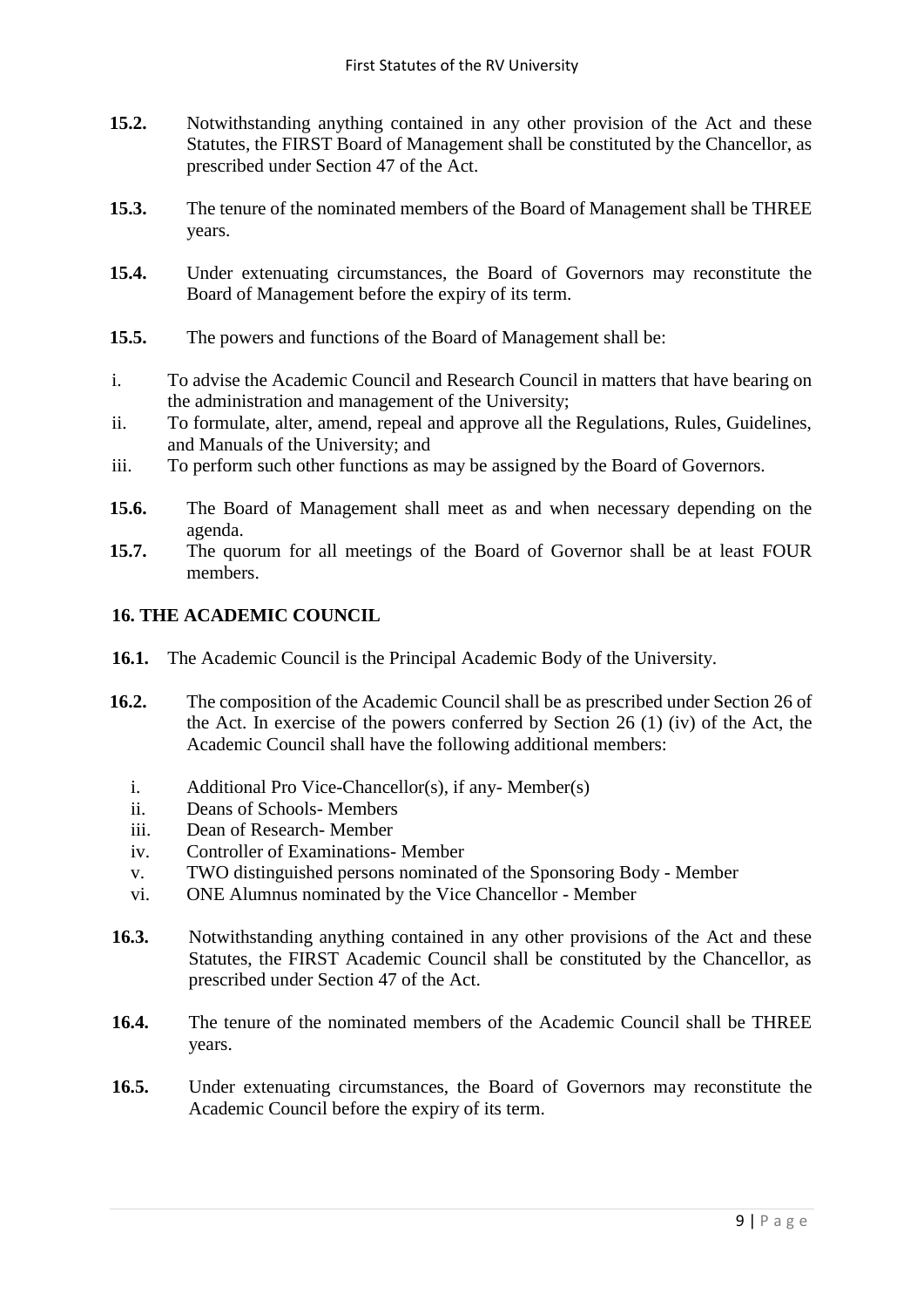**15.2.** Notwithstanding anything contained in any other provision of the Act and these Statutes, the FIRST Board of Management shall be constituted by the Chancellor, as prescribed under Section 47 of the Act.

**15.3.** The tenure of the nominated members of the Board of Management shall be THREE years.

**15.4.** Under extenuating circumstances, the Board of Governors may reconstitute the Board of Management before the expiry of its term.

**15.5.** The powers and functions of the Board of Management shall be:

i. To advise the Academic Council and Research Council in matters that have bearing on the administration and management of the University;
ii. To formulate, alter, amend, repeal and approve all the Regulations, Rules, Guidelines, and Manuals of the University; and
iii. To perform such other functions as may be assigned by the Board of Governors.

**15.6.** The Board of Management shall meet as and when necessary depending on the agenda.

**15.7.** The quorum for all meetings of the Board of Governor shall be at least FOUR members.

## 16. THE ACADEMIC COUNCIL

**16.1.** The Academic Council is the Principal Academic Body of the University.

**16.2.** The composition of the Academic Council shall be as prescribed under Section 26 of the Act. In exercise of the powers conferred by Section 26 (1) (iv) of the Act, the Academic Council shall have the following additional members:

i. Additional Pro Vice-Chancellor(s), if any- Member(s)
ii. Deans of Schools- Members
iii. Dean of Research- Member
iv. Controller of Examinations- Member
v. TWO distinguished persons nominated of the Sponsoring Body - Member
vi. ONE Alumnus nominated by the Vice Chancellor - Member

**16.3.** Notwithstanding anything contained in any other provisions of the Act and these Statutes, the FIRST Academic Council shall be constituted by the Chancellor, as prescribed under Section 47 of the Act.

**16.4.** The tenure of the nominated members of the Academic Council shall be THREE years.

**16.5.** Under extenuating circumstances, the Board of Governors may reconstitute the Academic Council before the expiry of its term.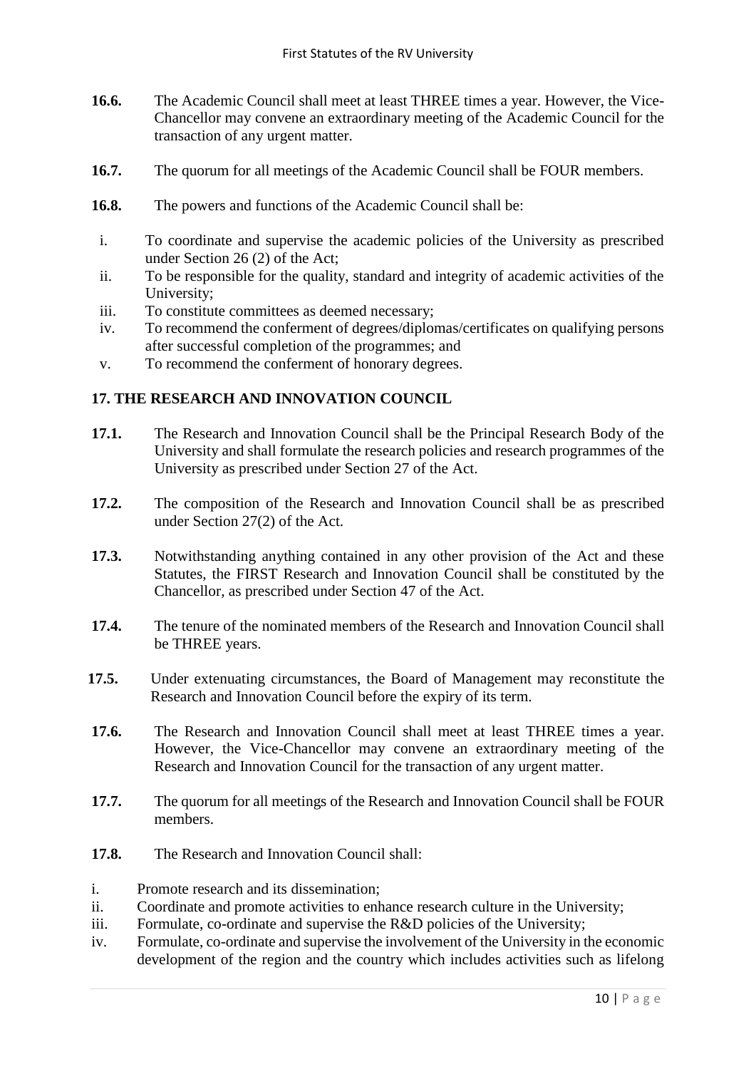**16.6.** The Academic Council shall meet at least THREE times a year. However, the Vice-Chancellor may convene an extraordinary meeting of the Academic Council for the transaction of any urgent matter.

**16.7.** The quorum for all meetings of the Academic Council shall be FOUR members.

**16.8.** The powers and functions of the Academic Council shall be:

i. To coordinate and supervise the academic policies of the University as prescribed under Section 26 (2) of the Act;
ii. To be responsible for the quality, standard and integrity of academic activities of the University;
iii. To constitute committees as deemed necessary;
iv. To recommend the conferment of degrees/diplomas/certificates on qualifying persons after successful completion of the programmes; and
v. To recommend the conferment of honorary degrees.

## 17. THE RESEARCH AND INNOVATION COUNCIL

**17.1.** The Research and Innovation Council shall be the Principal Research Body of the University and shall formulate the research policies and research programmes of the University as prescribed under Section 27 of the Act.

**17.2.** The composition of the Research and Innovation Council shall be as prescribed under Section 27(2) of the Act.

**17.3.** Notwithstanding anything contained in any other provision of the Act and these Statutes, the FIRST Research and Innovation Council shall be constituted by the Chancellor, as prescribed under Section 47 of the Act.

**17.4.** The tenure of the nominated members of the Research and Innovation Council shall be THREE years.

**17.5.** Under extenuating circumstances, the Board of Management may reconstitute the Research and Innovation Council before the expiry of its term.

**17.6.** The Research and Innovation Council shall meet at least THREE times a year. However, the Vice-Chancellor may convene an extraordinary meeting of the Research and Innovation Council for the transaction of any urgent matter.

**17.7.** The quorum for all meetings of the Research and Innovation Council shall be FOUR members.

**17.8.** The Research and Innovation Council shall:

i. Promote research and its dissemination;
ii. Coordinate and promote activities to enhance research culture in the University;
iii. Formulate, co-ordinate and supervise the R&D policies of the University;
iv. Formulate, co-ordinate and supervise the involvement of the University in the economic development of the region and the country which includes activities such as lifelong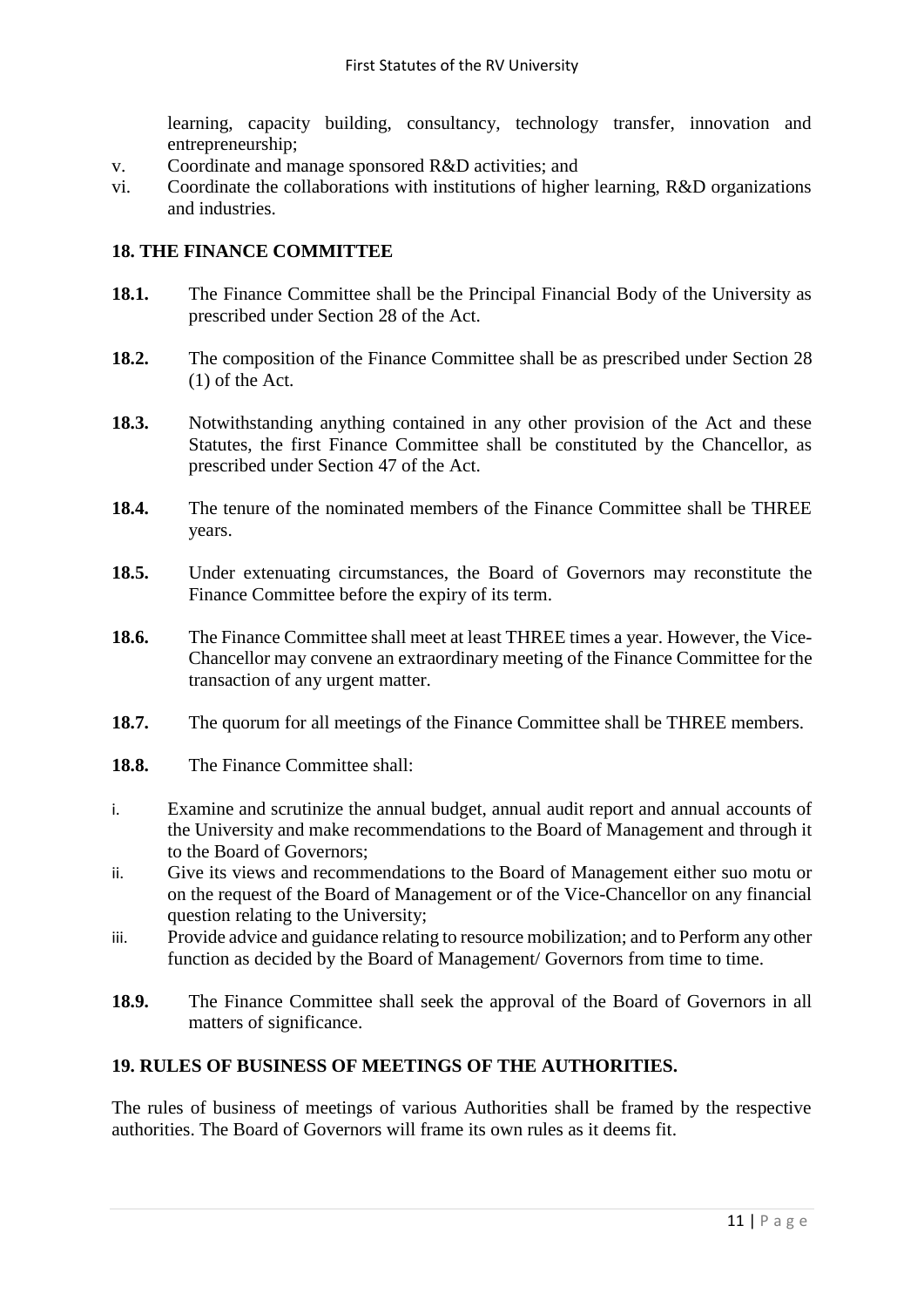learning, capacity building, consultancy, technology transfer, innovation and entrepreneurship;

v. Coordinate and manage sponsored R&D activities; and

vi. Coordinate the collaborations with institutions of higher learning, R&D organizations and industries.

## 18. THE FINANCE COMMITTEE

**18.1.** The Finance Committee shall be the Principal Financial Body of the University as prescribed under Section 28 of the Act.

**18.2.** The composition of the Finance Committee shall be as prescribed under Section 28 (1) of the Act.

**18.3.** Notwithstanding anything contained in any other provision of the Act and these Statutes, the first Finance Committee shall be constituted by the Chancellor, as prescribed under Section 47 of the Act.

**18.4.** The tenure of the nominated members of the Finance Committee shall be THREE years.

**18.5.** Under extenuating circumstances, the Board of Governors may reconstitute the Finance Committee before the expiry of its term.

**18.6.** The Finance Committee shall meet at least THREE times a year. However, the Vice-Chancellor may convene an extraordinary meeting of the Finance Committee for the transaction of any urgent matter.

**18.7.** The quorum for all meetings of the Finance Committee shall be THREE members.

**18.8.** The Finance Committee shall:

i. Examine and scrutinize the annual budget, annual audit report and annual accounts of the University and make recommendations to the Board of Management and through it to the Board of Governors;

ii. Give its views and recommendations to the Board of Management either suo motu or on the request of the Board of Management or of the Vice-Chancellor on any financial question relating to the University;

iii. Provide advice and guidance relating to resource mobilization; and to Perform any other function as decided by the Board of Management/ Governors from time to time.

**18.9.** The Finance Committee shall seek the approval of the Board of Governors in all matters of significance.

## 19. RULES OF BUSINESS OF MEETINGS OF THE AUTHORITIES.

The rules of business of meetings of various Authorities shall be framed by the respective authorities. The Board of Governors will frame its own rules as it deems fit.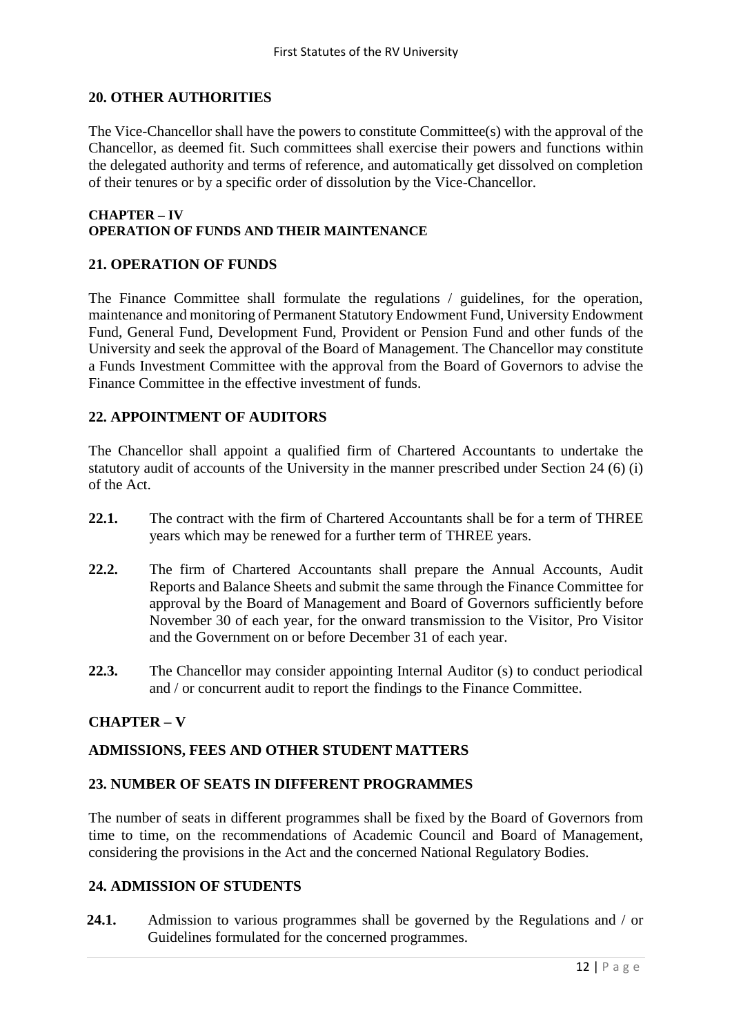## 20. OTHER AUTHORITIES

The Vice-Chancellor shall have the powers to constitute Committee(s) with the approval of the Chancellor, as deemed fit. Such committees shall exercise their powers and functions within the delegated authority and terms of reference, and automatically get dissolved on completion of their tenures or by a specific order of dissolution by the Vice-Chancellor.

# CHAPTER – IV
# OPERATION OF FUNDS AND THEIR MAINTENANCE

## 21. OPERATION OF FUNDS

The Finance Committee shall formulate the regulations / guidelines, for the operation, maintenance and monitoring of Permanent Statutory Endowment Fund, University Endowment Fund, General Fund, Development Fund, Provident or Pension Fund and other funds of the University and seek the approval of the Board of Management. The Chancellor may constitute a Funds Investment Committee with the approval from the Board of Governors to advise the Finance Committee in the effective investment of funds.

## 22. APPOINTMENT OF AUDITORS

The Chancellor shall appoint a qualified firm of Chartered Accountants to undertake the statutory audit of accounts of the University in the manner prescribed under Section 24 (6) (i) of the Act.

**22.1.** The contract with the firm of Chartered Accountants shall be for a term of THREE years which may be renewed for a further term of THREE years.

**22.2.** The firm of Chartered Accountants shall prepare the Annual Accounts, Audit Reports and Balance Sheets and submit the same through the Finance Committee for approval by the Board of Management and Board of Governors sufficiently before November 30 of each year, for the onward transmission to the Visitor, Pro Visitor and the Government on or before December 31 of each year.

**22.3.** The Chancellor may consider appointing Internal Auditor (s) to conduct periodical and / or concurrent audit to report the findings to the Finance Committee.

# CHAPTER – V

# ADMISSIONS, FEES AND OTHER STUDENT MATTERS

## 23. NUMBER OF SEATS IN DIFFERENT PROGRAMMES

The number of seats in different programmes shall be fixed by the Board of Governors from time to time, on the recommendations of Academic Council and Board of Management, considering the provisions in the Act and the concerned National Regulatory Bodies.

## 24. ADMISSION OF STUDENTS

**24.1.** Admission to various programmes shall be governed by the Regulations and / or Guidelines formulated for the concerned programmes.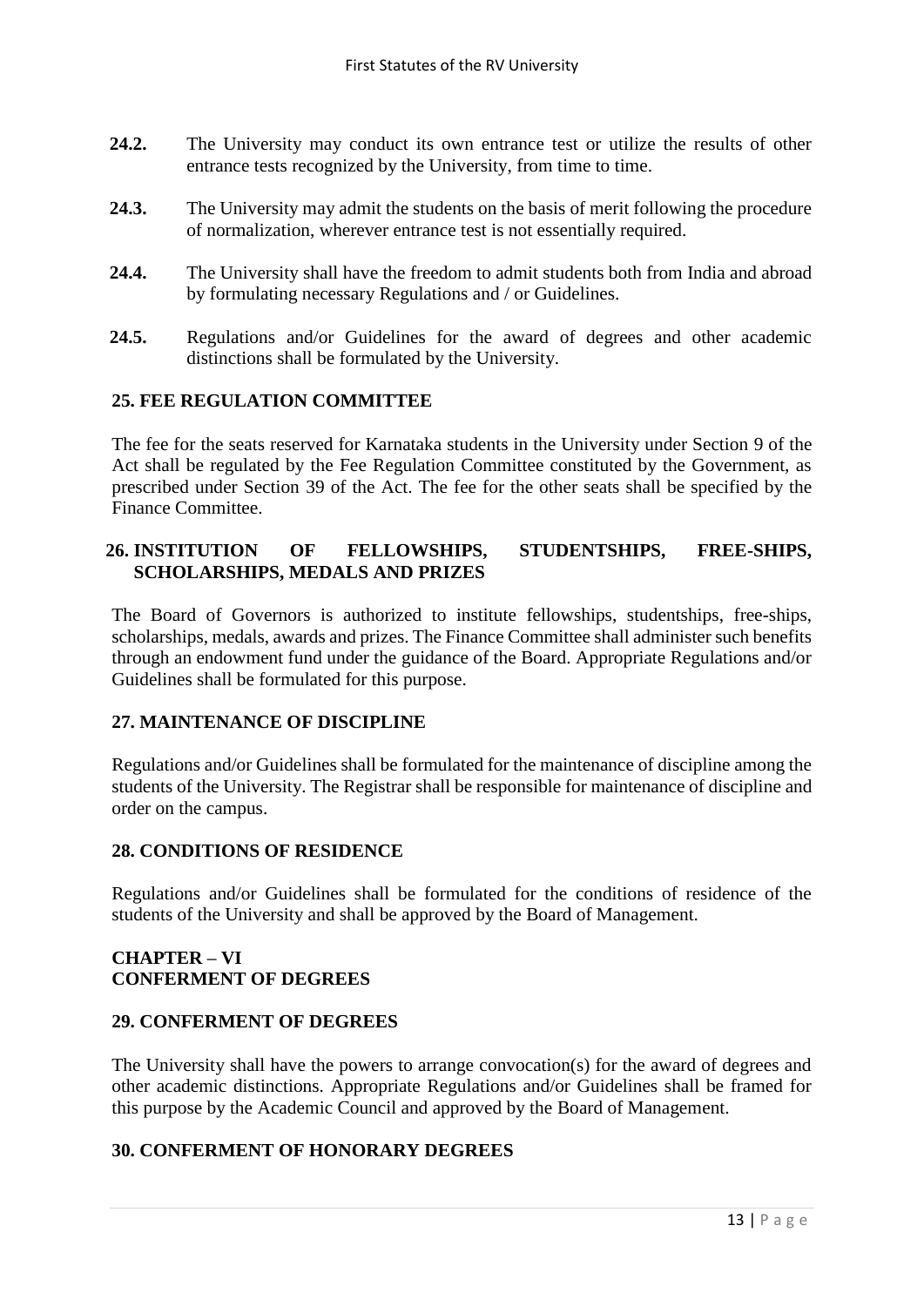**24.2.** The University may conduct its own entrance test or utilize the results of other entrance tests recognized by the University, from time to time.

**24.3.** The University may admit the students on the basis of merit following the procedure of normalization, wherever entrance test is not essentially required.

**24.4.** The University shall have the freedom to admit students both from India and abroad by formulating necessary Regulations and / or Guidelines.

**24.5.** Regulations and/or Guidelines for the award of degrees and other academic distinctions shall be formulated by the University.

### 25. FEE REGULATION COMMITTEE

The fee for the seats reserved for Karnataka students in the University under Section 9 of the Act shall be regulated by the Fee Regulation Committee constituted by the Government, as prescribed under Section 39 of the Act. The fee for the other seats shall be specified by the Finance Committee.

### 26. INSTITUTION OF FELLOWSHIPS, STUDENTSHIPS, FREE-SHIPS, SCHOLARSHIPS, MEDALS AND PRIZES

The Board of Governors is authorized to institute fellowships, studentships, free-ships, scholarships, medals, awards and prizes. The Finance Committee shall administer such benefits through an endowment fund under the guidance of the Board. Appropriate Regulations and/or Guidelines shall be formulated for this purpose.

### 27. MAINTENANCE OF DISCIPLINE

Regulations and/or Guidelines shall be formulated for the maintenance of discipline among the students of the University. The Registrar shall be responsible for maintenance of discipline and order on the campus.

### 28. CONDITIONS OF RESIDENCE

Regulations and/or Guidelines shall be formulated for the conditions of residence of the students of the University and shall be approved by the Board of Management.

## CHAPTER – VI
## CONFERMENT OF DEGREES

### 29. CONFERMENT OF DEGREES

The University shall have the powers to arrange convocation(s) for the award of degrees and other academic distinctions. Appropriate Regulations and/or Guidelines shall be framed for this purpose by the Academic Council and approved by the Board of Management.

### 30. CONFERMENT OF HONORARY DEGREES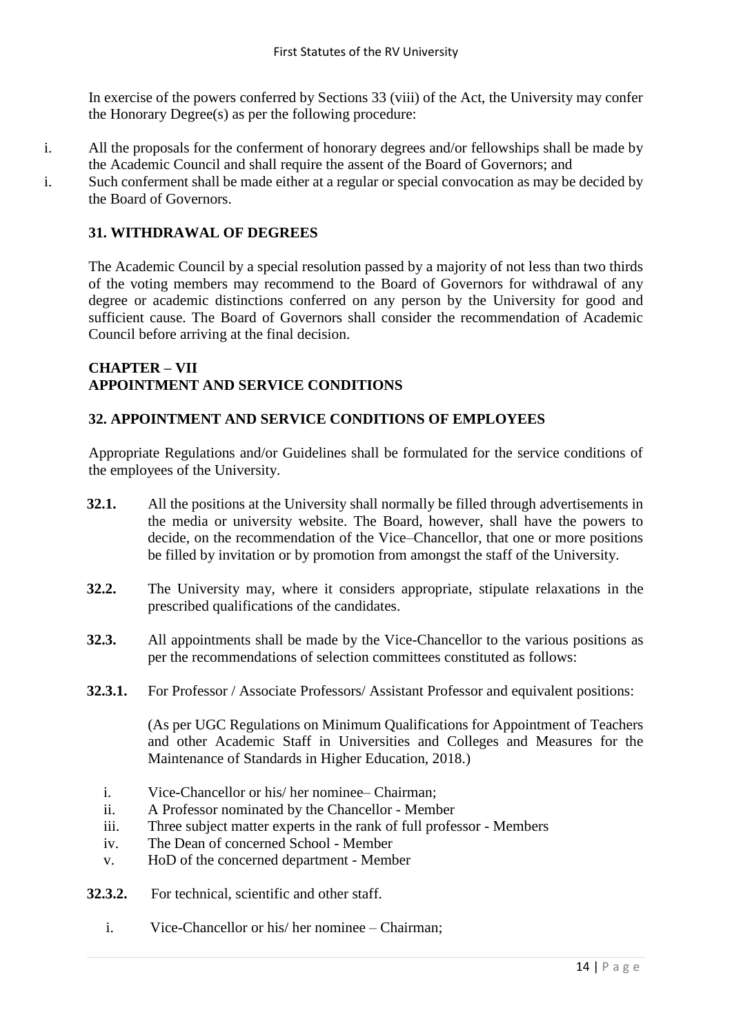In exercise of the powers conferred by Sections 33 (viii) of the Act, the University may confer the Honorary Degree(s) as per the following procedure:

i. All the proposals for the conferment of honorary degrees and/or fellowships shall be made by the Academic Council and shall require the assent of the Board of Governors; and
i. Such conferment shall be made either at a regular or special convocation as may be decided by the Board of Governors.

## 31. WITHDRAWAL OF DEGREES

The Academic Council by a special resolution passed by a majority of not less than two thirds of the voting members may recommend to the Board of Governors for withdrawal of any degree or academic distinctions conferred on any person by the University for good and sufficient cause. The Board of Governors shall consider the recommendation of Academic Council before arriving at the final decision.

# CHAPTER – VII
# APPOINTMENT AND SERVICE CONDITIONS

## 32. APPOINTMENT AND SERVICE CONDITIONS OF EMPLOYEES

Appropriate Regulations and/or Guidelines shall be formulated for the service conditions of the employees of the University.

**32.1.** All the positions at the University shall normally be filled through advertisements in the media or university website. The Board, however, shall have the powers to decide, on the recommendation of the Vice–Chancellor, that one or more positions be filled by invitation or by promotion from amongst the staff of the University.

**32.2.** The University may, where it considers appropriate, stipulate relaxations in the prescribed qualifications of the candidates.

**32.3.** All appointments shall be made by the Vice-Chancellor to the various positions as per the recommendations of selection committees constituted as follows:

**32.3.1.** For Professor / Associate Professors/ Assistant Professor and equivalent positions:

(As per UGC Regulations on Minimum Qualifications for Appointment of Teachers and other Academic Staff in Universities and Colleges and Measures for the Maintenance of Standards in Higher Education, 2018.)

i. Vice-Chancellor or his/ her nominee– Chairman;
ii. A Professor nominated by the Chancellor - Member
iii. Three subject matter experts in the rank of full professor - Members
iv. The Dean of concerned School - Member
v. HoD of the concerned department - Member

**32.3.2.** For technical, scientific and other staff.

i. Vice-Chancellor or his/ her nominee – Chairman;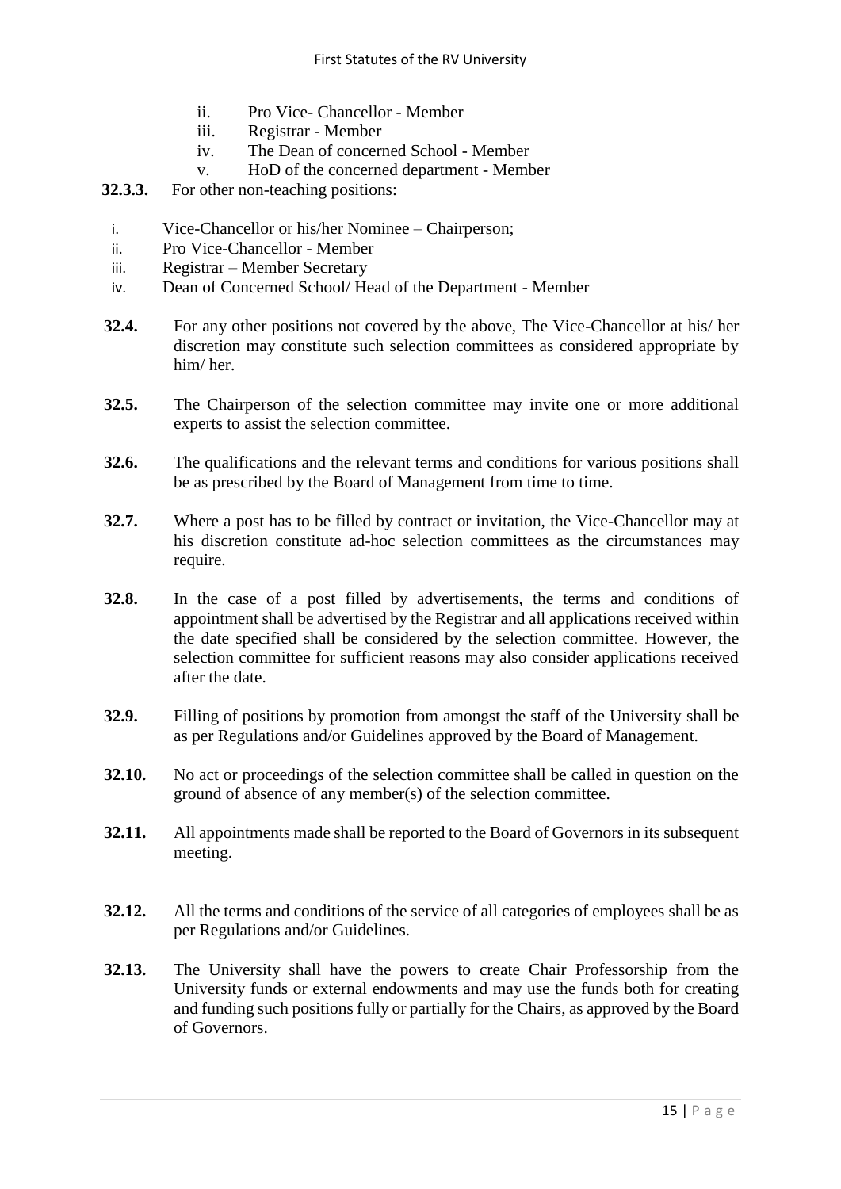ii. Pro Vice- Chancellor - Member
iii. Registrar - Member
iv. The Dean of concerned School - Member
v. HoD of the concerned department - Member

**32.3.3.** For other non-teaching positions:

i. Vice-Chancellor or his/her Nominee – Chairperson;
ii. Pro Vice-Chancellor - Member
iii. Registrar – Member Secretary
iv. Dean of Concerned School/ Head of the Department - Member

**32.4.** For any other positions not covered by the above, The Vice-Chancellor at his/ her discretion may constitute such selection committees as considered appropriate by him/ her.

**32.5.** The Chairperson of the selection committee may invite one or more additional experts to assist the selection committee.

**32.6.** The qualifications and the relevant terms and conditions for various positions shall be as prescribed by the Board of Management from time to time.

**32.7.** Where a post has to be filled by contract or invitation, the Vice-Chancellor may at his discretion constitute ad-hoc selection committees as the circumstances may require.

**32.8.** In the case of a post filled by advertisements, the terms and conditions of appointment shall be advertised by the Registrar and all applications received within the date specified shall be considered by the selection committee. However, the selection committee for sufficient reasons may also consider applications received after the date.

**32.9.** Filling of positions by promotion from amongst the staff of the University shall be as per Regulations and/or Guidelines approved by the Board of Management.

**32.10.** No act or proceedings of the selection committee shall be called in question on the ground of absence of any member(s) of the selection committee.

**32.11.** All appointments made shall be reported to the Board of Governors in its subsequent meeting.

**32.12.** All the terms and conditions of the service of all categories of employees shall be as per Regulations and/or Guidelines.

**32.13.** The University shall have the powers to create Chair Professorship from the University funds or external endowments and may use the funds both for creating and funding such positions fully or partially for the Chairs, as approved by the Board of Governors.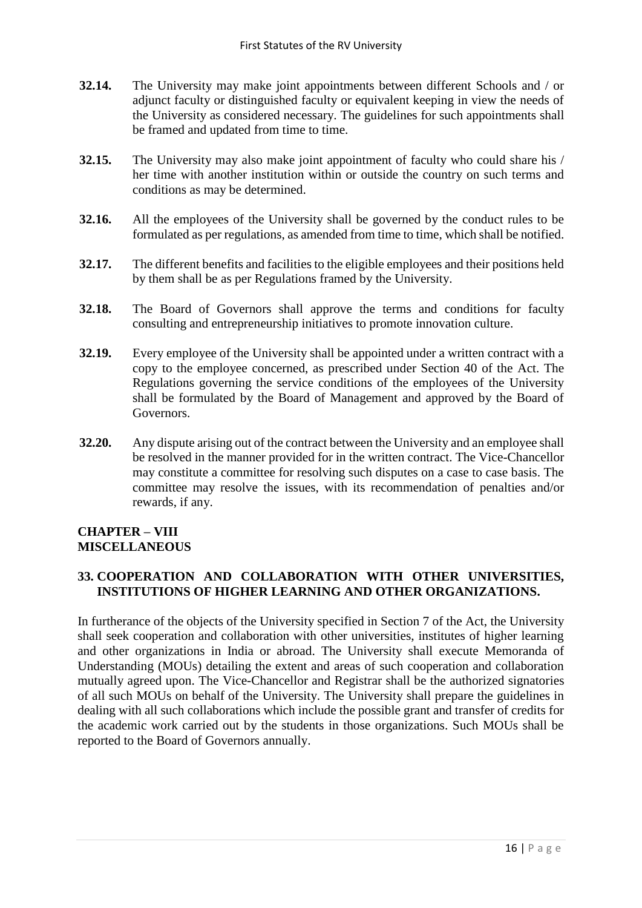**32.14.** The University may make joint appointments between different Schools and / or adjunct faculty or distinguished faculty or equivalent keeping in view the needs of the University as considered necessary. The guidelines for such appointments shall be framed and updated from time to time.

**32.15.** The University may also make joint appointment of faculty who could share his / her time with another institution within or outside the country on such terms and conditions as may be determined.

**32.16.** All the employees of the University shall be governed by the conduct rules to be formulated as per regulations, as amended from time to time, which shall be notified.

**32.17.** The different benefits and facilities to the eligible employees and their positions held by them shall be as per Regulations framed by the University.

**32.18.** The Board of Governors shall approve the terms and conditions for faculty consulting and entrepreneurship initiatives to promote innovation culture.

**32.19.** Every employee of the University shall be appointed under a written contract with a copy to the employee concerned, as prescribed under Section 40 of the Act. The Regulations governing the service conditions of the employees of the University shall be formulated by the Board of Management and approved by the Board of Governors.

**32.20.** Any dispute arising out of the contract between the University and an employee shall be resolved in the manner provided for in the written contract. The Vice-Chancellor may constitute a committee for resolving such disputes on a case to case basis. The committee may resolve the issues, with its recommendation of penalties and/or rewards, if any.

## CHAPTER – VIII
## MISCELLANEOUS

### 33. COOPERATION AND COLLABORATION WITH OTHER UNIVERSITIES, INSTITUTIONS OF HIGHER LEARNING AND OTHER ORGANIZATIONS.

In furtherance of the objects of the University specified in Section 7 of the Act, the University shall seek cooperation and collaboration with other universities, institutes of higher learning and other organizations in India or abroad. The University shall execute Memoranda of Understanding (MOUs) detailing the extent and areas of such cooperation and collaboration mutually agreed upon. The Vice-Chancellor and Registrar shall be the authorized signatories of all such MOUs on behalf of the University. The University shall prepare the guidelines in dealing with all such collaborations which include the possible grant and transfer of credits for the academic work carried out by the students in those organizations. Such MOUs shall be reported to the Board of Governors annually.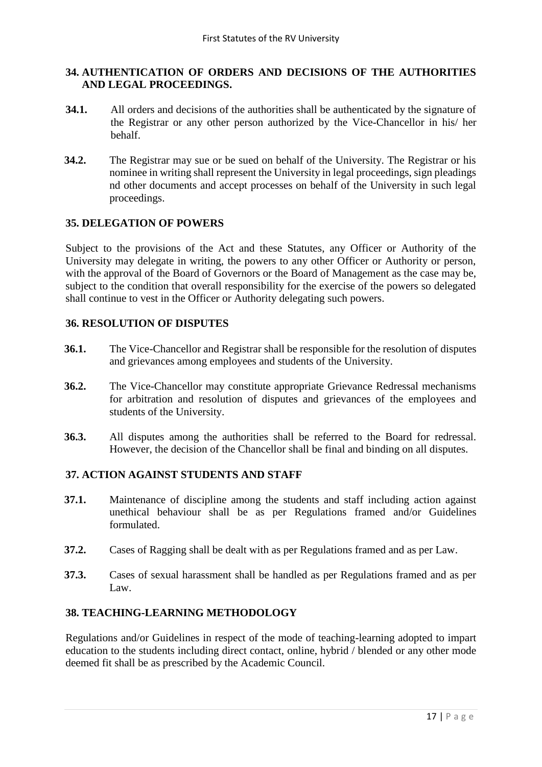## 34. AUTHENTICATION OF ORDERS AND DECISIONS OF THE AUTHORITIES AND LEGAL PROCEEDINGS.

**34.1.** All orders and decisions of the authorities shall be authenticated by the signature of the Registrar or any other person authorized by the Vice-Chancellor in his/ her behalf.

**34.2.** The Registrar may sue or be sued on behalf of the University. The Registrar or his nominee in writing shall represent the University in legal proceedings, sign pleadings nd other documents and accept processes on behalf of the University in such legal proceedings.

## 35. DELEGATION OF POWERS

Subject to the provisions of the Act and these Statutes, any Officer or Authority of the University may delegate in writing, the powers to any other Officer or Authority or person, with the approval of the Board of Governors or the Board of Management as the case may be, subject to the condition that overall responsibility for the exercise of the powers so delegated shall continue to vest in the Officer or Authority delegating such powers.

## 36. RESOLUTION OF DISPUTES

**36.1.** The Vice-Chancellor and Registrar shall be responsible for the resolution of disputes and grievances among employees and students of the University.

**36.2.** The Vice-Chancellor may constitute appropriate Grievance Redressal mechanisms for arbitration and resolution of disputes and grievances of the employees and students of the University.

**36.3.** All disputes among the authorities shall be referred to the Board for redressal. However, the decision of the Chancellor shall be final and binding on all disputes.

## 37. ACTION AGAINST STUDENTS AND STAFF

**37.1.** Maintenance of discipline among the students and staff including action against unethical behaviour shall be as per Regulations framed and/or Guidelines formulated.

**37.2.** Cases of Ragging shall be dealt with as per Regulations framed and as per Law.

**37.3.** Cases of sexual harassment shall be handled as per Regulations framed and as per Law.

## 38. TEACHING-LEARNING METHODOLOGY

Regulations and/or Guidelines in respect of the mode of teaching-learning adopted to impart education to the students including direct contact, online, hybrid / blended or any other mode deemed fit shall be as prescribed by the Academic Council.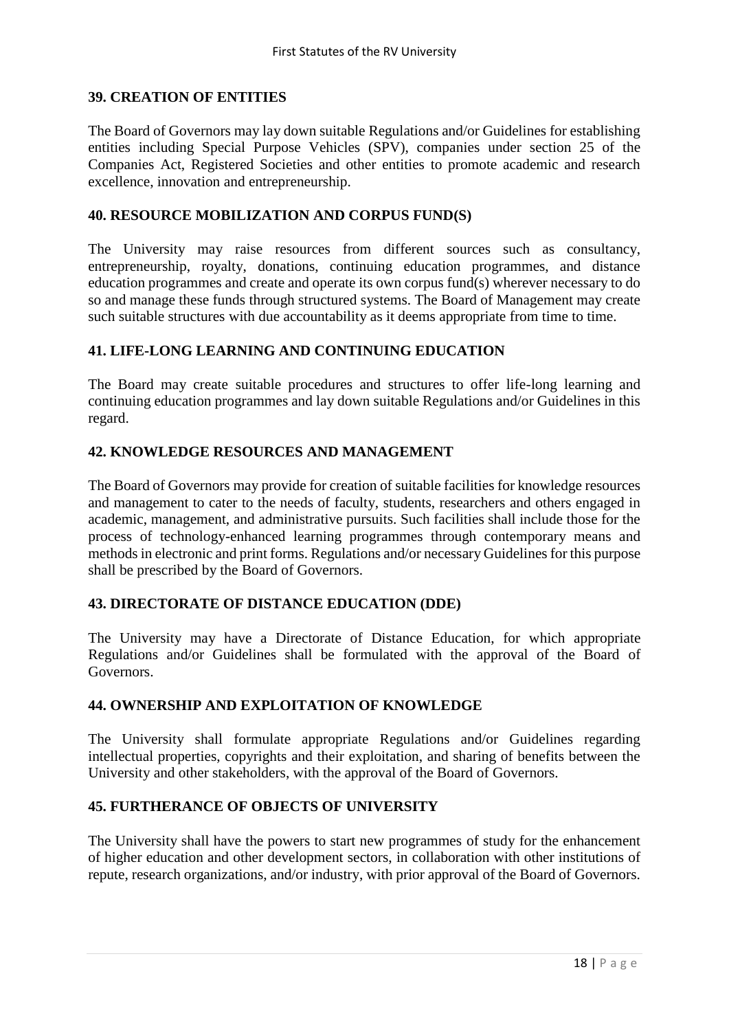## 39. CREATION OF ENTITIES

The Board of Governors may lay down suitable Regulations and/or Guidelines for establishing entities including Special Purpose Vehicles (SPV), companies under section 25 of the Companies Act, Registered Societies and other entities to promote academic and research excellence, innovation and entrepreneurship.

## 40. RESOURCE MOBILIZATION AND CORPUS FUND(S)

The University may raise resources from different sources such as consultancy, entrepreneurship, royalty, donations, continuing education programmes, and distance education programmes and create and operate its own corpus fund(s) wherever necessary to do so and manage these funds through structured systems. The Board of Management may create such suitable structures with due accountability as it deems appropriate from time to time.

## 41. LIFE-LONG LEARNING AND CONTINUING EDUCATION

The Board may create suitable procedures and structures to offer life-long learning and continuing education programmes and lay down suitable Regulations and/or Guidelines in this regard.

## 42. KNOWLEDGE RESOURCES AND MANAGEMENT

The Board of Governors may provide for creation of suitable facilities for knowledge resources and management to cater to the needs of faculty, students, researchers and others engaged in academic, management, and administrative pursuits. Such facilities shall include those for the process of technology-enhanced learning programmes through contemporary means and methods in electronic and print forms. Regulations and/or necessary Guidelines for this purpose shall be prescribed by the Board of Governors.

## 43. DIRECTORATE OF DISTANCE EDUCATION (DDE)

The University may have a Directorate of Distance Education, for which appropriate Regulations and/or Guidelines shall be formulated with the approval of the Board of Governors.

## 44. OWNERSHIP AND EXPLOITATION OF KNOWLEDGE

The University shall formulate appropriate Regulations and/or Guidelines regarding intellectual properties, copyrights and their exploitation, and sharing of benefits between the University and other stakeholders, with the approval of the Board of Governors.

## 45. FURTHERANCE OF OBJECTS OF UNIVERSITY

The University shall have the powers to start new programmes of study for the enhancement of higher education and other development sectors, in collaboration with other institutions of repute, research organizations, and/or industry, with prior approval of the Board of Governors.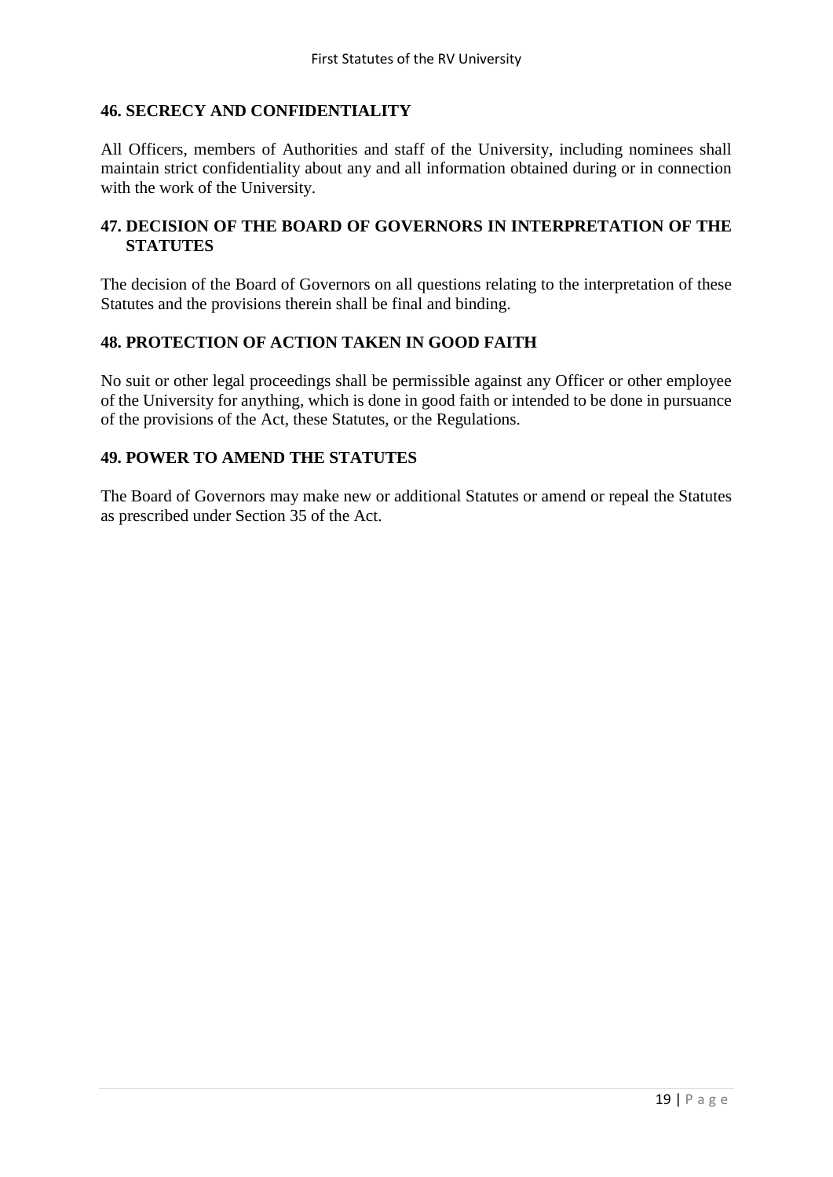## 46. SECRECY AND CONFIDENTIALITY

All Officers, members of Authorities and staff of the University, including nominees shall maintain strict confidentiality about any and all information obtained during or in connection with the work of the University.

## 47. DECISION OF THE BOARD OF GOVERNORS IN INTERPRETATION OF THE STATUTES

The decision of the Board of Governors on all questions relating to the interpretation of these Statutes and the provisions therein shall be final and binding.

## 48. PROTECTION OF ACTION TAKEN IN GOOD FAITH

No suit or other legal proceedings shall be permissible against any Officer or other employee of the University for anything, which is done in good faith or intended to be done in pursuance of the provisions of the Act, these Statutes, or the Regulations.

## 49. POWER TO AMEND THE STATUTES

The Board of Governors may make new or additional Statutes or amend or repeal the Statutes as prescribed under Section 35 of the Act.